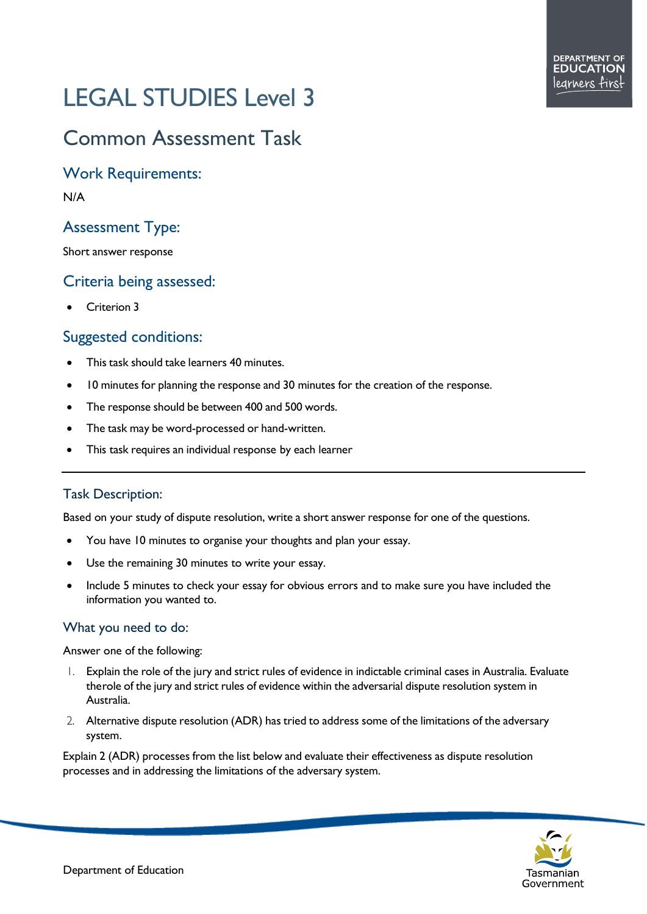# LEGAL STUDIES Level 3

## Common Assessment Task

### Work Requirements:

N/A

### Assessment Type:

Short answer response

### Criteria being assessed:

- Criterion 3

### Suggested conditions:

- This task should take learners 40 minutes.
- 10 minutes for planning the response and 30 minutes for the creation of the response.
- The response should be between 400 and 500 words.
- The task may be word-processed or hand-written.
- This task requires an individual response by each learner

---

### Task Description:

Based on your study of dispute resolution, write a short answer response for one of the questions.

- You have 10 minutes to organise your thoughts and plan your essay.
- Use the remaining 30 minutes to write your essay.
- Include 5 minutes to check your essay for obvious errors and to make sure you have included the information you wanted to.

### What you need to do:

Answer one of the following:

1. Explain the role of the jury and strict rules of evidence in indictable criminal cases in Australia. Evaluate therole of the jury and strict rules of evidence within the adversarial dispute resolution system in Australia.
2. Alternative dispute resolution (ADR) has tried to address some of the limitations of the adversary system.

Explain 2 (ADR) processes from the list below and evaluate their effectiveness as dispute resolution processes and in addressing the limitations of the adversary system.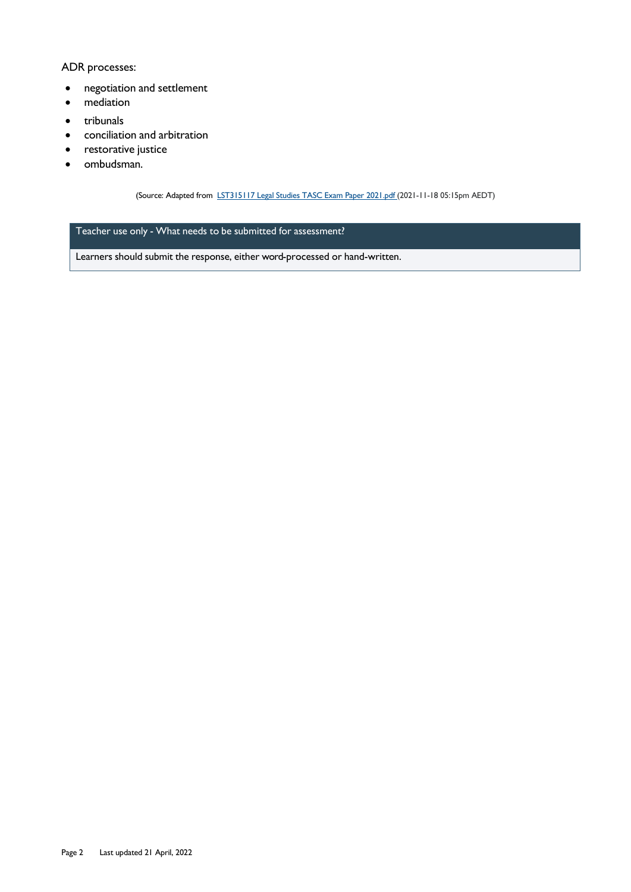ADR processes:

- negotiation and settlement
- mediation
- tribunals
- conciliation and arbitration
- restorative justice
- ombudsman.

(Source: Adapted from LST315117 Legal Studies TASC Exam Paper 2021.pdf (2021-11-18 05:15pm AEDT)

| Teacher use only - What needs to be submitted for assessment? |
| --- |
| Learners should submit the response, either word-processed or hand-written. |

Last updated 21 April, 2022